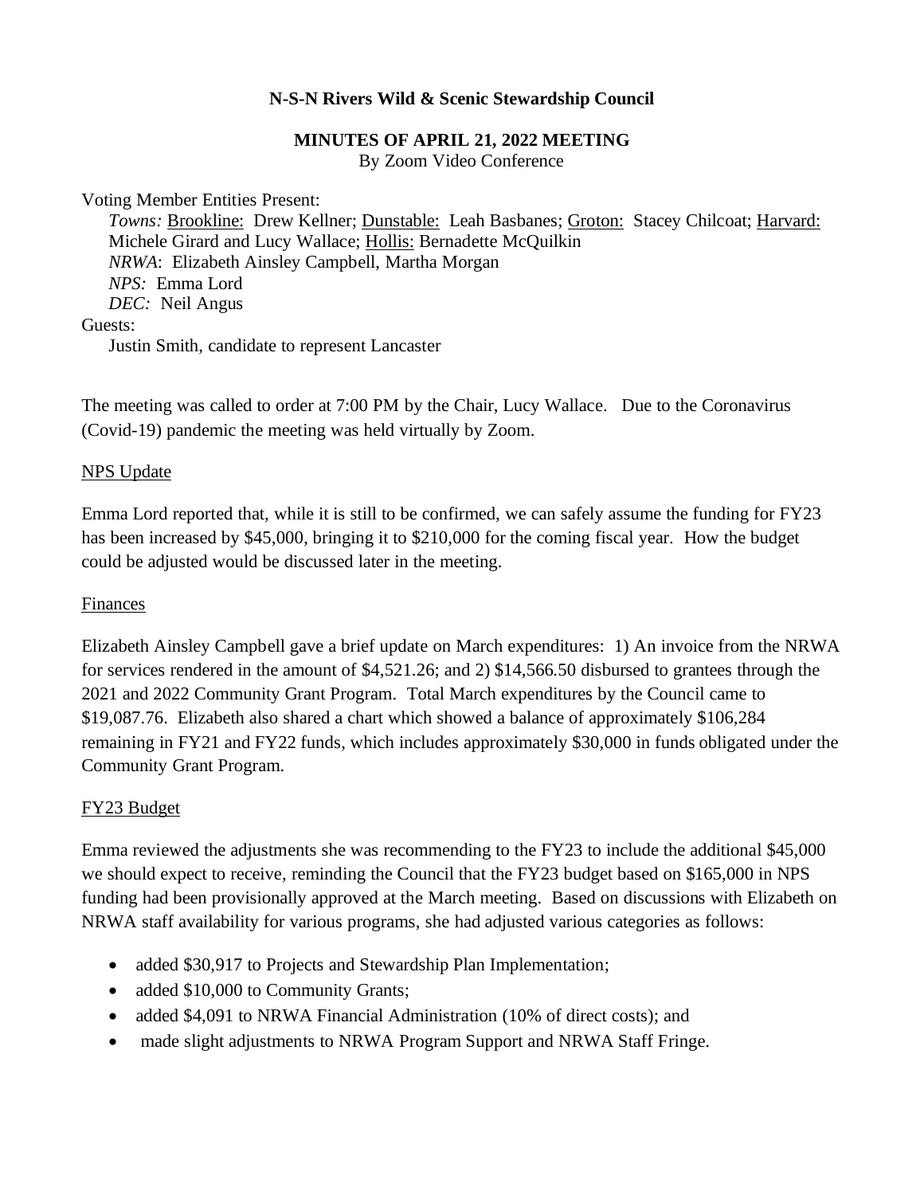**N-S-N Rivers Wild & Scenic Stewardship Council**

**MINUTES OF APRIL 21, 2022 MEETING**
By Zoom Video Conference

Voting Member Entities Present:
*Towns:* Brookline: Drew Kellner; Dunstable: Leah Basbanes; Groton: Stacey Chilcoat; Harvard: Michele Girard and Lucy Wallace; Hollis: Bernadette McQuilkin
*NRWA*: Elizabeth Ainsley Campbell, Martha Morgan
*NPS:* Emma Lord
*DEC:* Neil Angus

Guests:
Justin Smith, candidate to represent Lancaster

The meeting was called to order at 7:00 PM by the Chair, Lucy Wallace. Due to the Coronavirus (Covid-19) pandemic the meeting was held virtually by Zoom.

NPS Update

Emma Lord reported that, while it is still to be confirmed, we can safely assume the funding for FY23 has been increased by $45,000, bringing it to $210,000 for the coming fiscal year. How the budget could be adjusted would be discussed later in the meeting.

Finances

Elizabeth Ainsley Campbell gave a brief update on March expenditures: 1) An invoice from the NRWA for services rendered in the amount of $4,521.26; and 2) $14,566.50 disbursed to grantees through the 2021 and 2022 Community Grant Program. Total March expenditures by the Council came to $19,087.76. Elizabeth also shared a chart which showed a balance of approximately $106,284 remaining in FY21 and FY22 funds, which includes approximately $30,000 in funds obligated under the Community Grant Program.

FY23 Budget

Emma reviewed the adjustments she was recommending to the FY23 to include the additional $45,000 we should expect to receive, reminding the Council that the FY23 budget based on $165,000 in NPS funding had been provisionally approved at the March meeting. Based on discussions with Elizabeth on NRWA staff availability for various programs, she had adjusted various categories as follows:

- added $30,917 to Projects and Stewardship Plan Implementation;
- added $10,000 to Community Grants;
- added $4,091 to NRWA Financial Administration (10% of direct costs); and
- made slight adjustments to NRWA Program Support and NRWA Staff Fringe.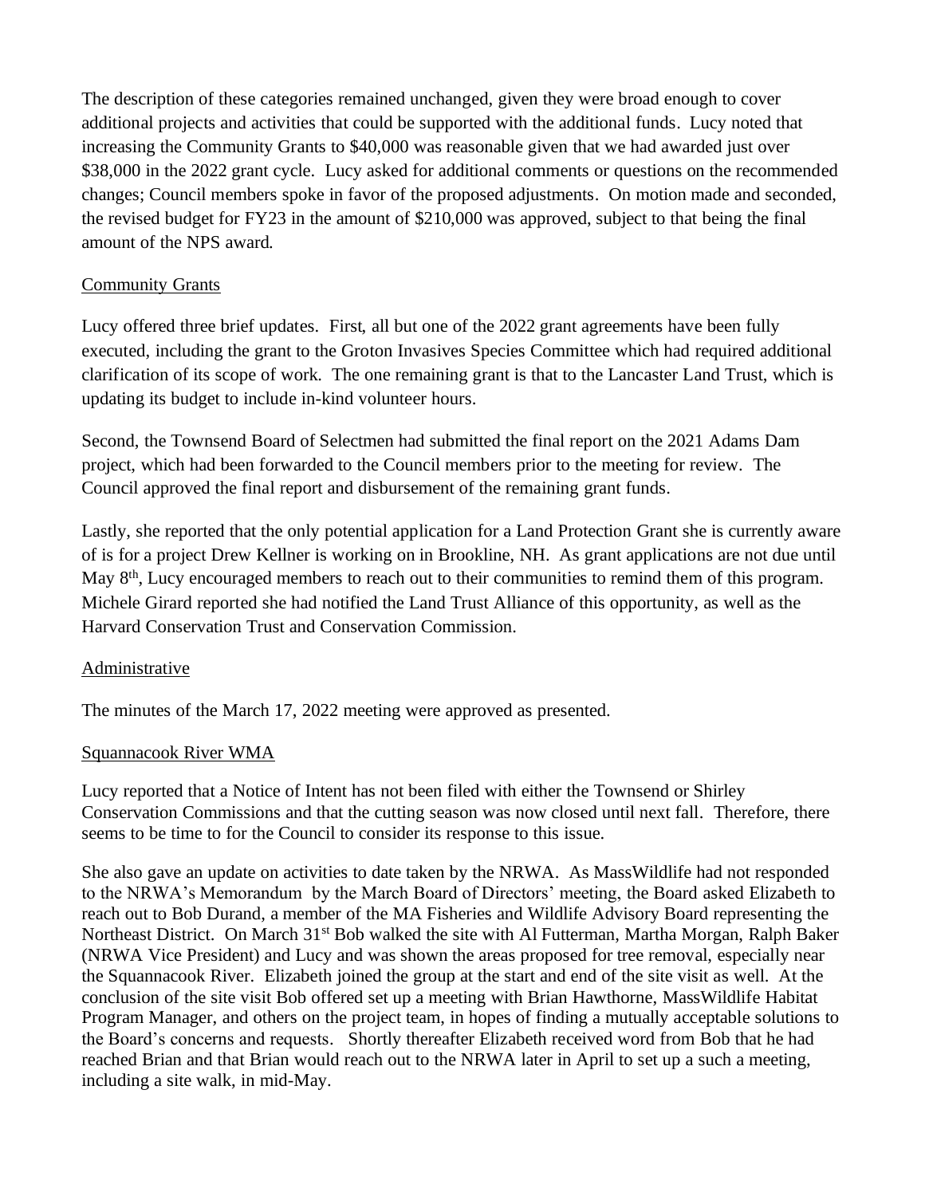The description of these categories remained unchanged, given they were broad enough to cover additional projects and activities that could be supported with the additional funds. Lucy noted that increasing the Community Grants to $40,000 was reasonable given that we had awarded just over $38,000 in the 2022 grant cycle. Lucy asked for additional comments or questions on the recommended changes; Council members spoke in favor of the proposed adjustments. On motion made and seconded, the revised budget for FY23 in the amount of $210,000 was approved, subject to that being the final amount of the NPS award.

## Community Grants

Lucy offered three brief updates. First, all but one of the 2022 grant agreements have been fully executed, including the grant to the Groton Invasives Species Committee which had required additional clarification of its scope of work. The one remaining grant is that to the Lancaster Land Trust, which is updating its budget to include in-kind volunteer hours.

Second, the Townsend Board of Selectmen had submitted the final report on the 2021 Adams Dam project, which had been forwarded to the Council members prior to the meeting for review. The Council approved the final report and disbursement of the remaining grant funds.

Lastly, she reported that the only potential application for a Land Protection Grant she is currently aware of is for a project Drew Kellner is working on in Brookline, NH. As grant applications are not due until May 8th, Lucy encouraged members to reach out to their communities to remind them of this program. Michele Girard reported she had notified the Land Trust Alliance of this opportunity, as well as the Harvard Conservation Trust and Conservation Commission.

## Administrative

The minutes of the March 17, 2022 meeting were approved as presented.

## Squannacook River WMA

Lucy reported that a Notice of Intent has not been filed with either the Townsend or Shirley Conservation Commissions and that the cutting season was now closed until next fall. Therefore, there seems to be time to for the Council to consider its response to this issue.

She also gave an update on activities to date taken by the NRWA. As MassWildlife had not responded to the NRWA's Memorandum by the March Board of Directors' meeting, the Board asked Elizabeth to reach out to Bob Durand, a member of the MA Fisheries and Wildlife Advisory Board representing the Northeast District. On March 31st Bob walked the site with Al Futterman, Martha Morgan, Ralph Baker (NRWA Vice President) and Lucy and was shown the areas proposed for tree removal, especially near the Squannacook River. Elizabeth joined the group at the start and end of the site visit as well. At the conclusion of the site visit Bob offered set up a meeting with Brian Hawthorne, MassWildlife Habitat Program Manager, and others on the project team, in hopes of finding a mutually acceptable solutions to the Board's concerns and requests. Shortly thereafter Elizabeth received word from Bob that he had reached Brian and that Brian would reach out to the NRWA later in April to set up a such a meeting, including a site walk, in mid-May.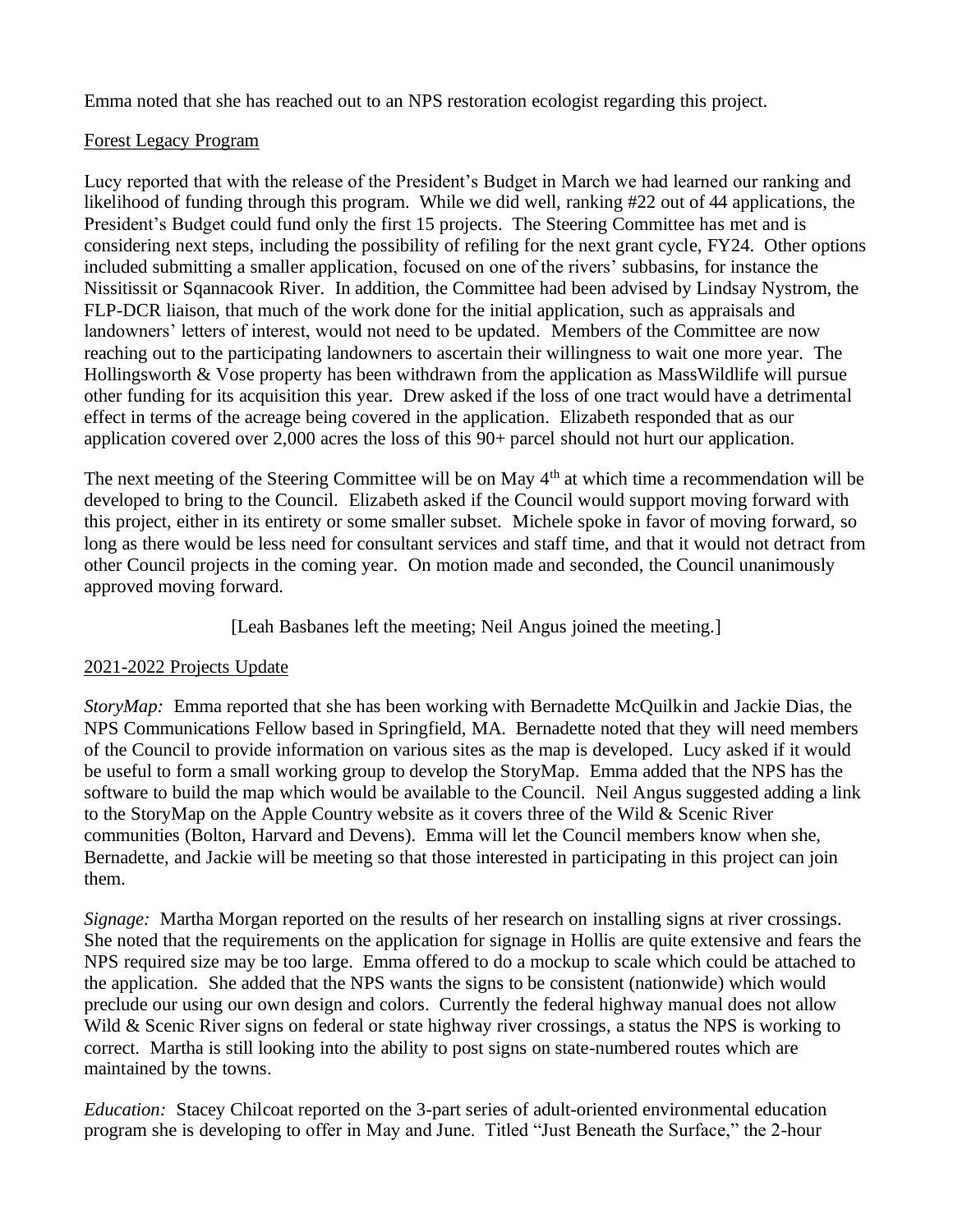Emma noted that she has reached out to an NPS restoration ecologist regarding this project.

Forest Legacy Program

Lucy reported that with the release of the President's Budget in March we had learned our ranking and likelihood of funding through this program. While we did well, ranking #22 out of 44 applications, the President's Budget could fund only the first 15 projects. The Steering Committee has met and is considering next steps, including the possibility of refiling for the next grant cycle, FY24. Other options included submitting a smaller application, focused on one of the rivers' subbasins, for instance the Nissitissit or Sqannacook River. In addition, the Committee had been advised by Lindsay Nystrom, the FLP-DCR liaison, that much of the work done for the initial application, such as appraisals and landowners' letters of interest, would not need to be updated. Members of the Committee are now reaching out to the participating landowners to ascertain their willingness to wait one more year. The Hollingsworth & Vose property has been withdrawn from the application as MassWildlife will pursue other funding for its acquisition this year. Drew asked if the loss of one tract would have a detrimental effect in terms of the acreage being covered in the application. Elizabeth responded that as our application covered over 2,000 acres the loss of this 90+ parcel should not hurt our application.

The next meeting of the Steering Committee will be on May 4th at which time a recommendation will be developed to bring to the Council. Elizabeth asked if the Council would support moving forward with this project, either in its entirety or some smaller subset. Michele spoke in favor of moving forward, so long as there would be less need for consultant services and staff time, and that it would not detract from other Council projects in the coming year. On motion made and seconded, the Council unanimously approved moving forward.

[Leah Basbanes left the meeting; Neil Angus joined the meeting.]

2021-2022 Projects Update

*StoryMap:* Emma reported that she has been working with Bernadette McQuilkin and Jackie Dias, the NPS Communications Fellow based in Springfield, MA. Bernadette noted that they will need members of the Council to provide information on various sites as the map is developed. Lucy asked if it would be useful to form a small working group to develop the StoryMap. Emma added that the NPS has the software to build the map which would be available to the Council. Neil Angus suggested adding a link to the StoryMap on the Apple Country website as it covers three of the Wild & Scenic River communities (Bolton, Harvard and Devens). Emma will let the Council members know when she, Bernadette, and Jackie will be meeting so that those interested in participating in this project can join them.

*Signage:* Martha Morgan reported on the results of her research on installing signs at river crossings. She noted that the requirements on the application for signage in Hollis are quite extensive and fears the NPS required size may be too large. Emma offered to do a mockup to scale which could be attached to the application. She added that the NPS wants the signs to be consistent (nationwide) which would preclude our using our own design and colors. Currently the federal highway manual does not allow Wild & Scenic River signs on federal or state highway river crossings, a status the NPS is working to correct. Martha is still looking into the ability to post signs on state-numbered routes which are maintained by the towns.

*Education:* Stacey Chilcoat reported on the 3-part series of adult-oriented environmental education program she is developing to offer in May and June. Titled "Just Beneath the Surface," the 2-hour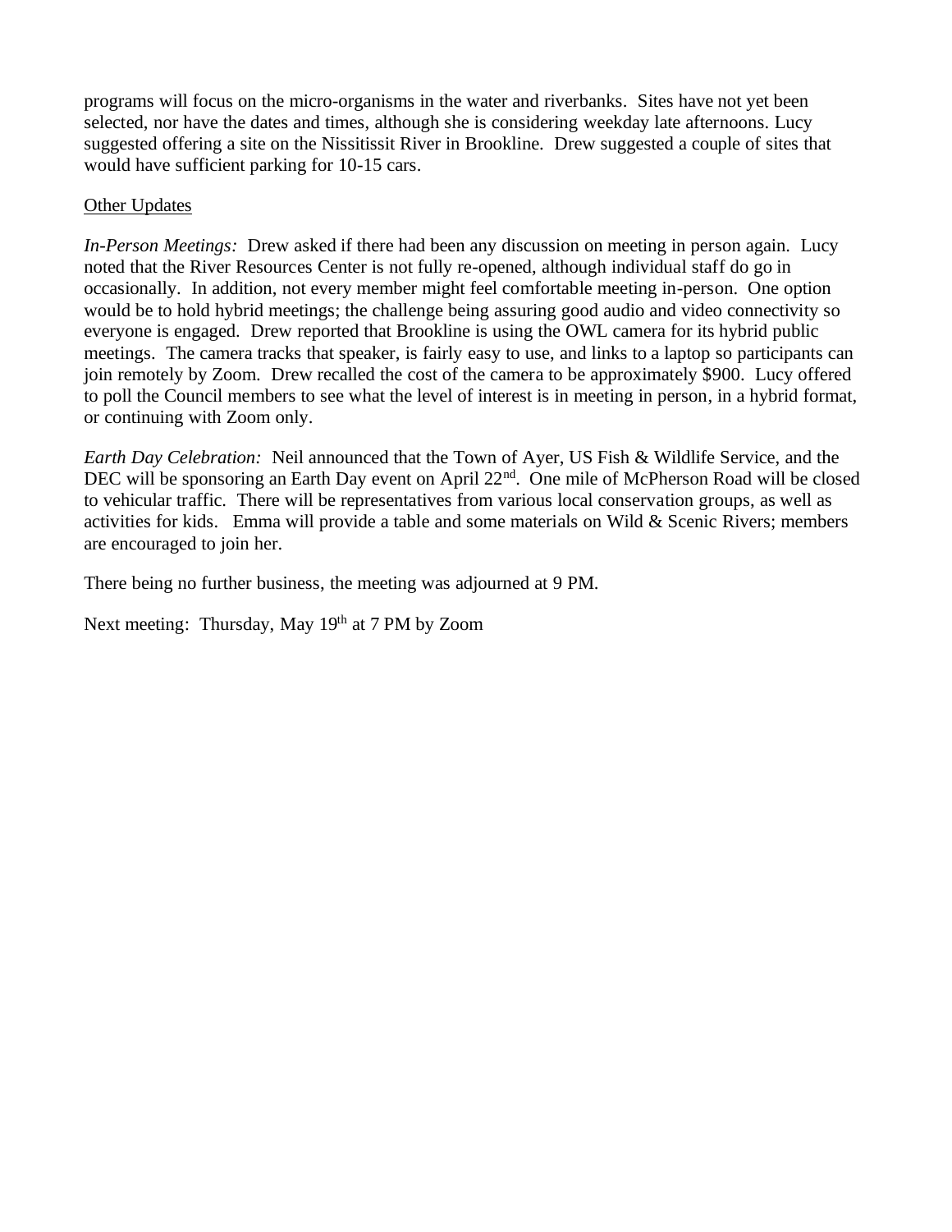programs will focus on the micro-organisms in the water and riverbanks. Sites have not yet been selected, nor have the dates and times, although she is considering weekday late afternoons. Lucy suggested offering a site on the Nissitissit River in Brookline. Drew suggested a couple of sites that would have sufficient parking for 10-15 cars.

Other Updates

*In-Person Meetings:* Drew asked if there had been any discussion on meeting in person again. Lucy noted that the River Resources Center is not fully re-opened, although individual staff do go in occasionally. In addition, not every member might feel comfortable meeting in-person. One option would be to hold hybrid meetings; the challenge being assuring good audio and video connectivity so everyone is engaged. Drew reported that Brookline is using the OWL camera for its hybrid public meetings. The camera tracks that speaker, is fairly easy to use, and links to a laptop so participants can join remotely by Zoom. Drew recalled the cost of the camera to be approximately $900. Lucy offered to poll the Council members to see what the level of interest is in meeting in person, in a hybrid format, or continuing with Zoom only.

*Earth Day Celebration:* Neil announced that the Town of Ayer, US Fish & Wildlife Service, and the DEC will be sponsoring an Earth Day event on April 22nd. One mile of McPherson Road will be closed to vehicular traffic. There will be representatives from various local conservation groups, as well as activities for kids. Emma will provide a table and some materials on Wild & Scenic Rivers; members are encouraged to join her.

There being no further business, the meeting was adjourned at 9 PM.

Next meeting: Thursday, May 19th at 7 PM by Zoom